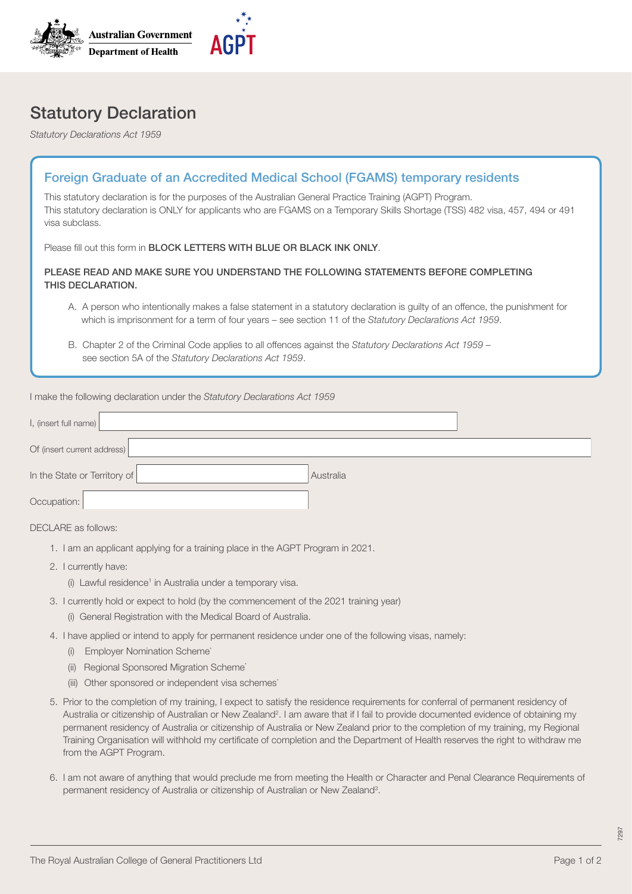Australian Government
Department of Health

AGPT

# Statutory Declaration

*Statutory Declarations Act 1959*

## Foreign Graduate of an Accredited Medical School (FGAMS) temporary residents

This statutory declaration is for the purposes of the Australian General Practice Training (AGPT) Program.
This statutory declaration is ONLY for applicants who are FGAMS on a Temporary Skills Shortage (TSS) 482 visa, 457, 494 or 491 visa subclass.

Please fill out this form in **BLOCK LETTERS WITH BLUE OR BLACK INK ONLY**.

**PLEASE READ AND MAKE SURE YOU UNDERSTAND THE FOLLOWING STATEMENTS BEFORE COMPLETING THIS DECLARATION.**

A. A person who intentionally makes a false statement in a statutory declaration is guilty of an offence, the punishment for which is imprisonment for a term of four years – see section 11 of the *Statutory Declarations Act 1959*.

B. Chapter 2 of the Criminal Code applies to all offences against the *Statutory Declarations Act 1959* – see section 5A of the *Statutory Declarations Act 1959*.

I make the following declaration under the *Statutory Declarations Act 1959*

I, (insert full name) ______________________________

Of (insert current address) ______________________________

In the State or Territory of ______________________________ Australia

Occupation: ______________________________

DECLARE as follows:

1. I am an applicant applying for a training place in the AGPT Program in 2021.
2. I currently have:
   (i) Lawful residence[1] in Australia under a temporary visa.
3. I currently hold or expect to hold (by the commencement of the 2021 training year)
   (i) General Registration with the Medical Board of Australia.
4. I have applied or intend to apply for permanent residence under one of the following visas, namely:
   (i) Employer Nomination Scheme*
   (ii) Regional Sponsored Migration Scheme*
   (iii) Other sponsored or independent visa schemes*
5. Prior to the completion of my training, I expect to satisfy the residence requirements for conferral of permanent residency of Australia or citizenship of Australian or New Zealand[2]. I am aware that if I fail to provide documented evidence of obtaining my permanent residency of Australia or citizenship of Australia or New Zealand prior to the completion of my training, my Regional Training Organisation will withhold my certificate of completion and the Department of Health reserves the right to withdraw me from the AGPT Program.
6. I am not aware of anything that would preclude me from meeting the Health or Character and Penal Clearance Requirements of permanent residency of Australia or citizenship of Australian or New Zealand[3].

The Royal Australian College of General Practitioners Ltd

7297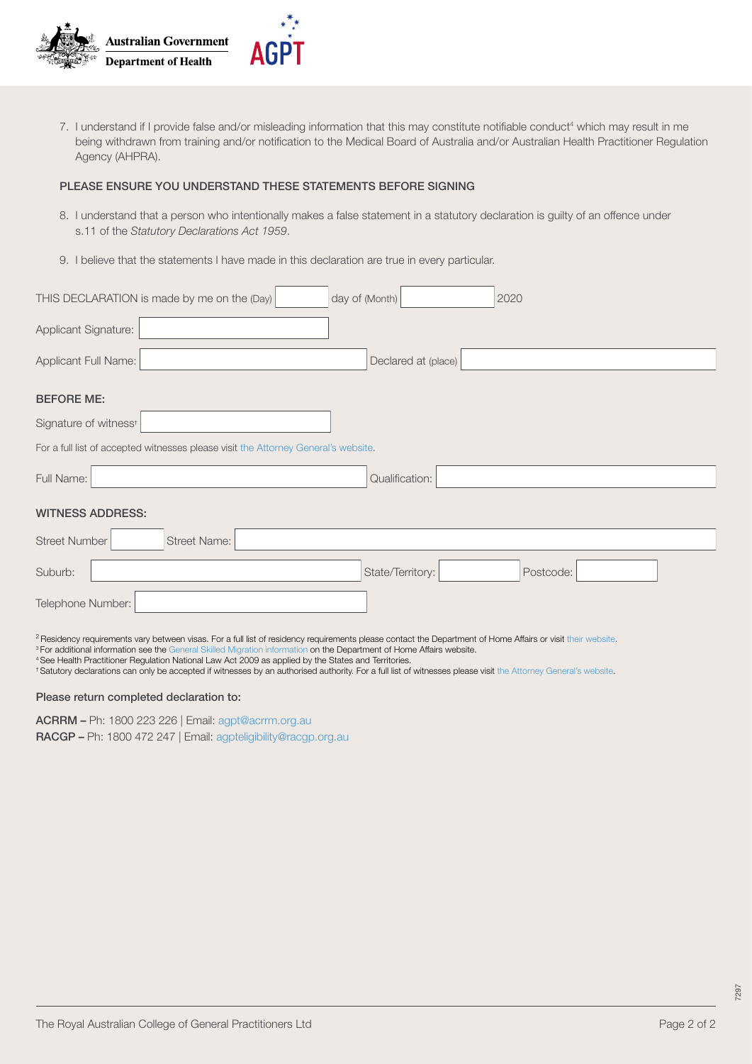7. I understand if I provide false and/or misleading information that this may constitute notifiable conduct[4] which may result in me being withdrawn from training and/or notification to the Medical Board of Australia and/or Australian Health Practitioner Regulation Agency (AHPRA).

**PLEASE ENSURE YOU UNDERSTAND THESE STATEMENTS BEFORE SIGNING**

8. I understand that a person who intentionally makes a false statement in a statutory declaration is guilty of an offence under s.11 of the *Statutory Declarations Act 1959*.
9. I believe that the statements I have made in this declaration are true in every particular.

THIS DECLARATION is made by me on the (Day) ______ day of (Month) ______ 2020

Applicant Signature: ______

Applicant Full Name: ______ Declared at (place) ______

**BEFORE ME:**

Signature of witness† ______

For a full list of accepted witnesses please visit the Attorney General's website.

Full Name: ______ Qualification: ______

**WITNESS ADDRESS:**

Street Number ______ Street Name: ______

Suburb: ______ State/Territory: ______ Postcode: ______

Telephone Number: ______

[2] Residency requirements vary between visas. For a full list of residency requirements please contact the Department of Home Affairs or visit their website.
[3] For additional information see the General Skilled Migration information on the Department of Home Affairs website.
[4] See Health Practitioner Regulation National Law Act 2009 as applied by the States and Territories.
† Satutory declarations can only be accepted if witnesses by an authorised authority. For a full list of witnesses please visit the Attorney General's website.

**Please return completed declaration to:**

**ACRRM –** Ph: 1800 223 226 | Email: agpt@acrrm.org.au
**RACGP –** Ph: 1800 472 247 | Email: agpteligibility@racgp.org.au